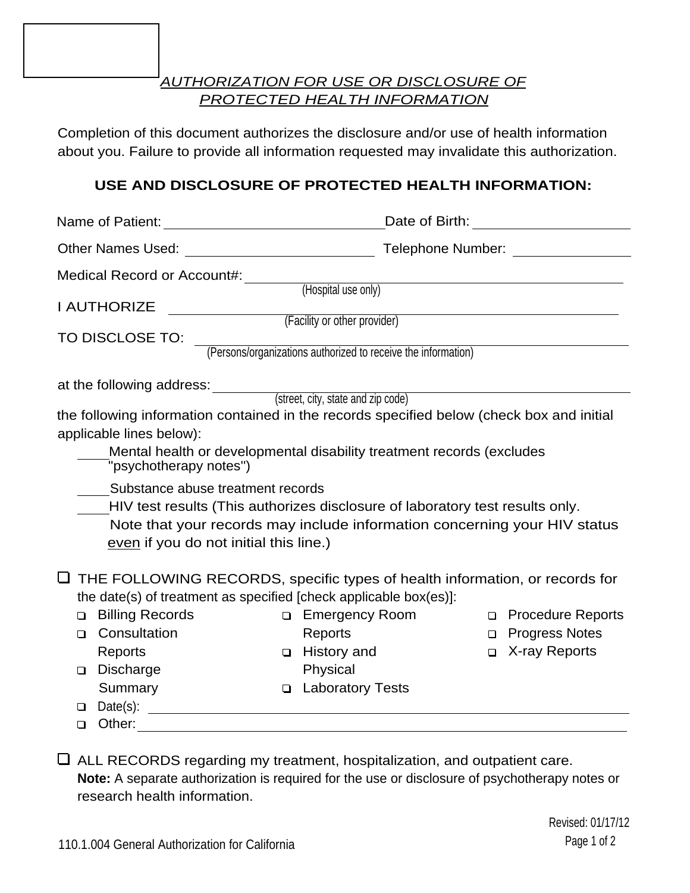*AUTHORIZATION FOR USE OR DISCLOSURE OF PROTECTED HEALTH INFORMATION*

Completion of this document authorizes the disclosure and/or use of health information about you. Failure to provide all information requested may invalidate this authorization.

## USE AND DISCLOSURE OF PROTECTED HEALTH INFORMATION:

Name of Patient: ______________________________ Date of Birth: ____________________

Other Names Used: ________________________ Telephone Number: ________________

Medical Record or Account#: ________________________________________________
(Hospital use only)

I AUTHORIZE ____________________________________________________________
(Facility or other provider)

TO DISCLOSE TO: _________________________________________________________
(Persons/organizations authorized to receive the information)

at the following address: ___________________________________________________
(street, city, state and zip code)

the following information contained in the records specified below (check box and initial applicable lines below):

____Mental health or developmental disability treatment records (excludes "psychotherapy notes")

____Substance abuse treatment records

____HIV test results (This authorizes disclosure of laboratory test results only. Note that your records may include information concerning your HIV status even if you do not initial this line.)

☐ THE FOLLOWING RECORDS, specific types of health information, or records for the date(s) of treatment as specified [check applicable box(es)]:

- ☐ Billing Records
- ☐ Consultation Reports
- ☐ Discharge Summary
- ☐ Emergency Room Reports
- ☐ History and Physical
- ☐ Laboratory Tests
- ☐ Procedure Reports
- ☐ Progress Notes
- ☐ X-ray Reports
- ☐ Date(s): ________________________________________________
- ☐ Other: _________________________________________________

☐ ALL RECORDS regarding my treatment, hospitalization, and outpatient care.
**Note:** A separate authorization is required for the use or disclosure of psychotherapy notes or research health information.

Revised: 01/17/12

110.1.004 General Authorization for California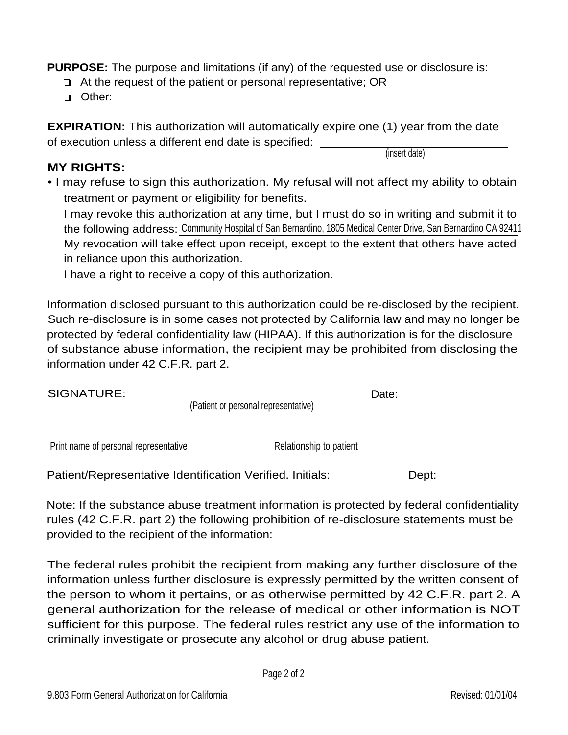**PURPOSE:** The purpose and limitations (if any) of the requested use or disclosure is:

- ❑ At the request of the patient or personal representative; OR
- ❑ Other: ______________________________________________

**EXPIRATION:** This authorization will automatically expire one (1) year from the date of execution unless a different end date is specified: ______________________
(insert date)

**MY RIGHTS:**

- I may refuse to sign this authorization. My refusal will not affect my ability to obtain treatment or payment or eligibility for benefits.

  I may revoke this authorization at any time, but I must do so in writing and submit it to the following address: Community Hospital of San Bernardino, 1805 Medical Center Drive, San Bernardino CA 92411

  My revocation will take effect upon receipt, except to the extent that others have acted in reliance upon this authorization.

  I have a right to receive a copy of this authorization.

Information disclosed pursuant to this authorization could be re-disclosed by the recipient. Such re-disclosure is in some cases not protected by California law and may no longer be protected by federal confidentiality law (HIPAA). If this authorization is for the disclosure of substance abuse information, the recipient may be prohibited from disclosing the information under 42 C.F.R. part 2.

SIGNATURE: ______________________________ Date: ________________
(Patient or personal representative)

______________________________ ______________________________
Print name of personal representative Relationship to patient

Patient/Representative Identification Verified. Initials: __________ Dept: __________

Note: If the substance abuse treatment information is protected by federal confidentiality rules (42 C.F.R. part 2) the following prohibition of re-disclosure statements must be provided to the recipient of the information:

The federal rules prohibit the recipient from making any further disclosure of the information unless further disclosure is expressly permitted by the written consent of the person to whom it pertains, or as otherwise permitted by 42 C.F.R. part 2. A general authorization for the release of medical or other information is NOT sufficient for this purpose. The federal rules restrict any use of the information to criminally investigate or prosecute any alcohol or drug abuse patient.

9.803 Form General Authorization for California Revised: 01/01/04